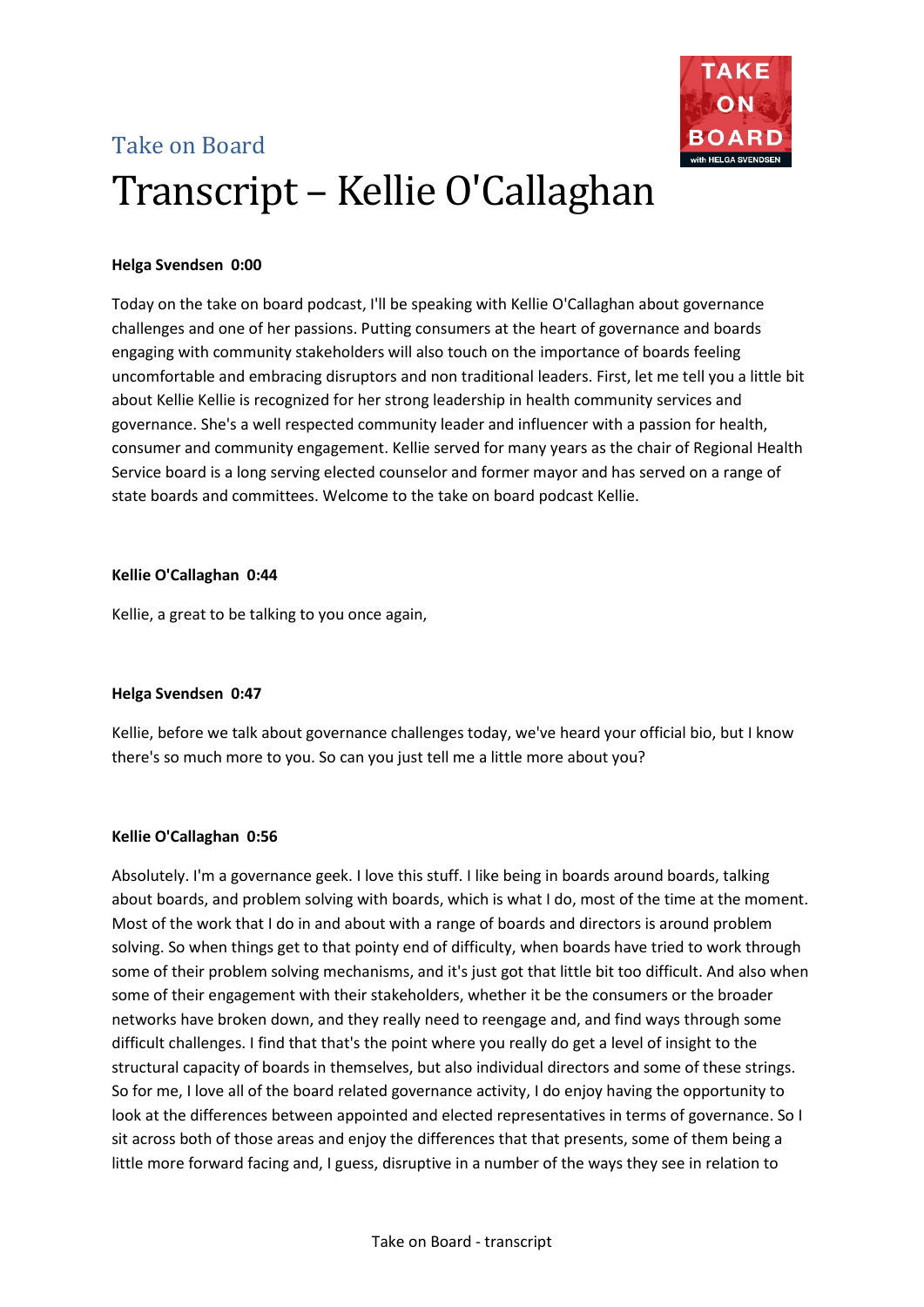Take on Board

# Transcript – Kellie O'Callaghan

**Helga Svendsen 0:00**

Today on the take on board podcast, I'll be speaking with Kellie O'Callaghan about governance challenges and one of her passions. Putting consumers at the heart of governance and boards engaging with community stakeholders will also touch on the importance of boards feeling uncomfortable and embracing disruptors and non traditional leaders. First, let me tell you a little bit about Kellie Kellie is recognized for her strong leadership in health community services and governance. She's a well respected community leader and influencer with a passion for health, consumer and community engagement. Kellie served for many years as the chair of Regional Health Service board is a long serving elected counselor and former mayor and has served on a range of state boards and committees. Welcome to the take on board podcast Kellie.

**Kellie O'Callaghan 0:44**

Kellie, a great to be talking to you once again,

**Helga Svendsen 0:47**

Kellie, before we talk about governance challenges today, we've heard your official bio, but I know there's so much more to you. So can you just tell me a little more about you?

**Kellie O'Callaghan 0:56**

Absolutely. I'm a governance geek. I love this stuff. I like being in boards around boards, talking about boards, and problem solving with boards, which is what I do, most of the time at the moment. Most of the work that I do in and about with a range of boards and directors is around problem solving. So when things get to that pointy end of difficulty, when boards have tried to work through some of their problem solving mechanisms, and it's just got that little bit too difficult. And also when some of their engagement with their stakeholders, whether it be the consumers or the broader networks have broken down, and they really need to reengage and, and find ways through some difficult challenges. I find that that's the point where you really do get a level of insight to the structural capacity of boards in themselves, but also individual directors and some of these strings. So for me, I love all of the board related governance activity, I do enjoy having the opportunity to look at the differences between appointed and elected representatives in terms of governance. So I sit across both of those areas and enjoy the differences that that presents, some of them being a little more forward facing and, I guess, disruptive in a number of the ways they see in relation to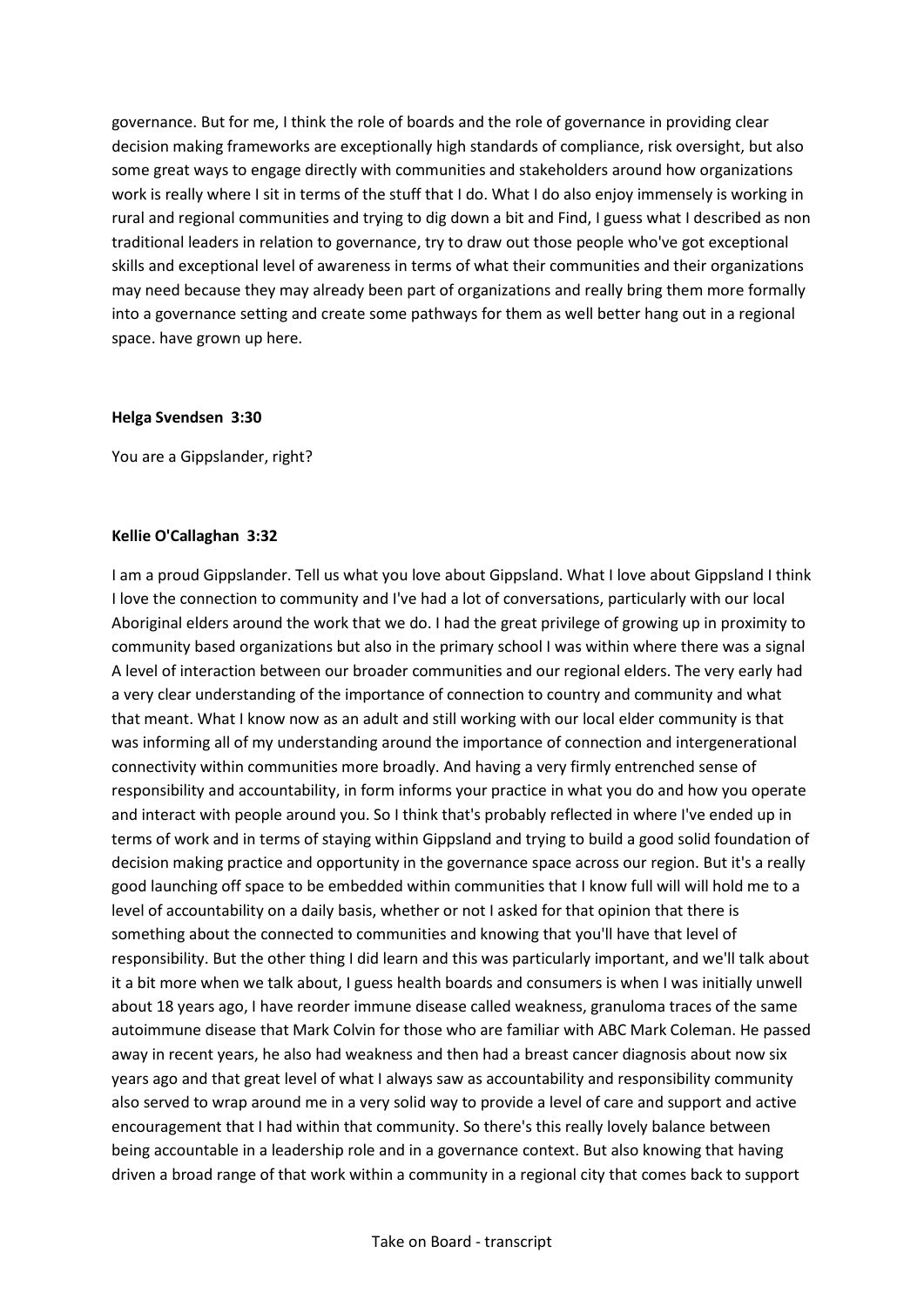governance. But for me, I think the role of boards and the role of governance in providing clear decision making frameworks are exceptionally high standards of compliance, risk oversight, but also some great ways to engage directly with communities and stakeholders around how organizations work is really where I sit in terms of the stuff that I do. What I do also enjoy immensely is working in rural and regional communities and trying to dig down a bit and Find, I guess what I described as non traditional leaders in relation to governance, try to draw out those people who've got exceptional skills and exceptional level of awareness in terms of what their communities and their organizations may need because they may already been part of organizations and really bring them more formally into a governance setting and create some pathways for them as well better hang out in a regional space. have grown up here.

**Helga Svendsen 3:30**

You are a Gippslander, right?

**Kellie O'Callaghan 3:32**

I am a proud Gippslander. Tell us what you love about Gippsland. What I love about Gippsland I think I love the connection to community and I've had a lot of conversations, particularly with our local Aboriginal elders around the work that we do. I had the great privilege of growing up in proximity to community based organizations but also in the primary school I was within where there was a signal A level of interaction between our broader communities and our regional elders. The very early had a very clear understanding of the importance of connection to country and community and what that meant. What I know now as an adult and still working with our local elder community is that was informing all of my understanding around the importance of connection and intergenerational connectivity within communities more broadly. And having a very firmly entrenched sense of responsibility and accountability, in form informs your practice in what you do and how you operate and interact with people around you. So I think that's probably reflected in where I've ended up in terms of work and in terms of staying within Gippsland and trying to build a good solid foundation of decision making practice and opportunity in the governance space across our region. But it's a really good launching off space to be embedded within communities that I know full will will hold me to a level of accountability on a daily basis, whether or not I asked for that opinion that there is something about the connected to communities and knowing that you'll have that level of responsibility. But the other thing I did learn and this was particularly important, and we'll talk about it a bit more when we talk about, I guess health boards and consumers is when I was initially unwell about 18 years ago, I have reorder immune disease called weakness, granuloma traces of the same autoimmune disease that Mark Colvin for those who are familiar with ABC Mark Coleman. He passed away in recent years, he also had weakness and then had a breast cancer diagnosis about now six years ago and that great level of what I always saw as accountability and responsibility community also served to wrap around me in a very solid way to provide a level of care and support and active encouragement that I had within that community. So there's this really lovely balance between being accountable in a leadership role and in a governance context. But also knowing that having driven a broad range of that work within a community in a regional city that comes back to support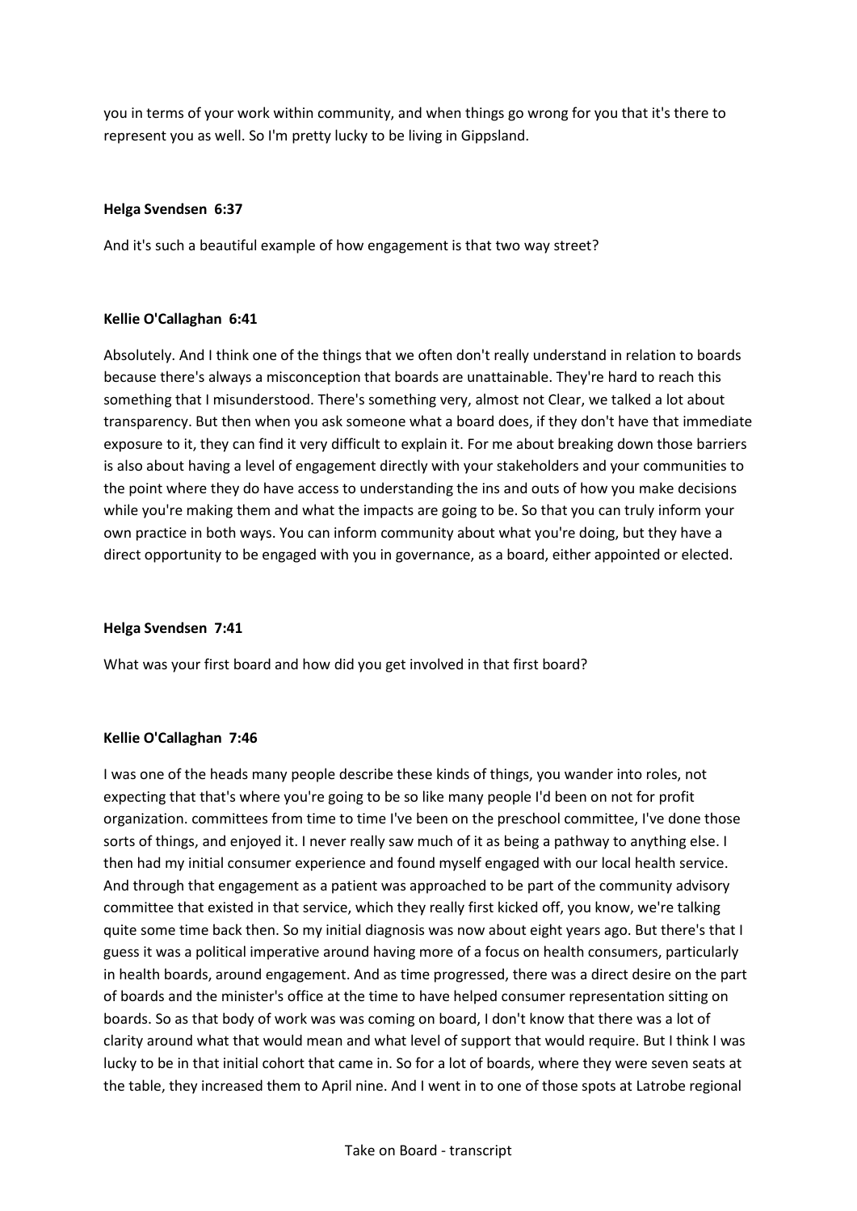you in terms of your work within community, and when things go wrong for you that it's there to represent you as well. So I'm pretty lucky to be living in Gippsland.

**Helga Svendsen 6:37**

And it's such a beautiful example of how engagement is that two way street?

**Kellie O'Callaghan 6:41**

Absolutely. And I think one of the things that we often don't really understand in relation to boards because there's always a misconception that boards are unattainable. They're hard to reach this something that I misunderstood. There's something very, almost not Clear, we talked a lot about transparency. But then when you ask someone what a board does, if they don't have that immediate exposure to it, they can find it very difficult to explain it. For me about breaking down those barriers is also about having a level of engagement directly with your stakeholders and your communities to the point where they do have access to understanding the ins and outs of how you make decisions while you're making them and what the impacts are going to be. So that you can truly inform your own practice in both ways. You can inform community about what you're doing, but they have a direct opportunity to be engaged with you in governance, as a board, either appointed or elected.

**Helga Svendsen 7:41**

What was your first board and how did you get involved in that first board?

**Kellie O'Callaghan 7:46**

I was one of the heads many people describe these kinds of things, you wander into roles, not expecting that that's where you're going to be so like many people I'd been on not for profit organization. committees from time to time I've been on the preschool committee, I've done those sorts of things, and enjoyed it. I never really saw much of it as being a pathway to anything else. I then had my initial consumer experience and found myself engaged with our local health service. And through that engagement as a patient was approached to be part of the community advisory committee that existed in that service, which they really first kicked off, you know, we're talking quite some time back then. So my initial diagnosis was now about eight years ago. But there's that I guess it was a political imperative around having more of a focus on health consumers, particularly in health boards, around engagement. And as time progressed, there was a direct desire on the part of boards and the minister's office at the time to have helped consumer representation sitting on boards. So as that body of work was was coming on board, I don't know that there was a lot of clarity around what that would mean and what level of support that would require. But I think I was lucky to be in that initial cohort that came in. So for a lot of boards, where they were seven seats at the table, they increased them to April nine. And I went in to one of those spots at Latrobe regional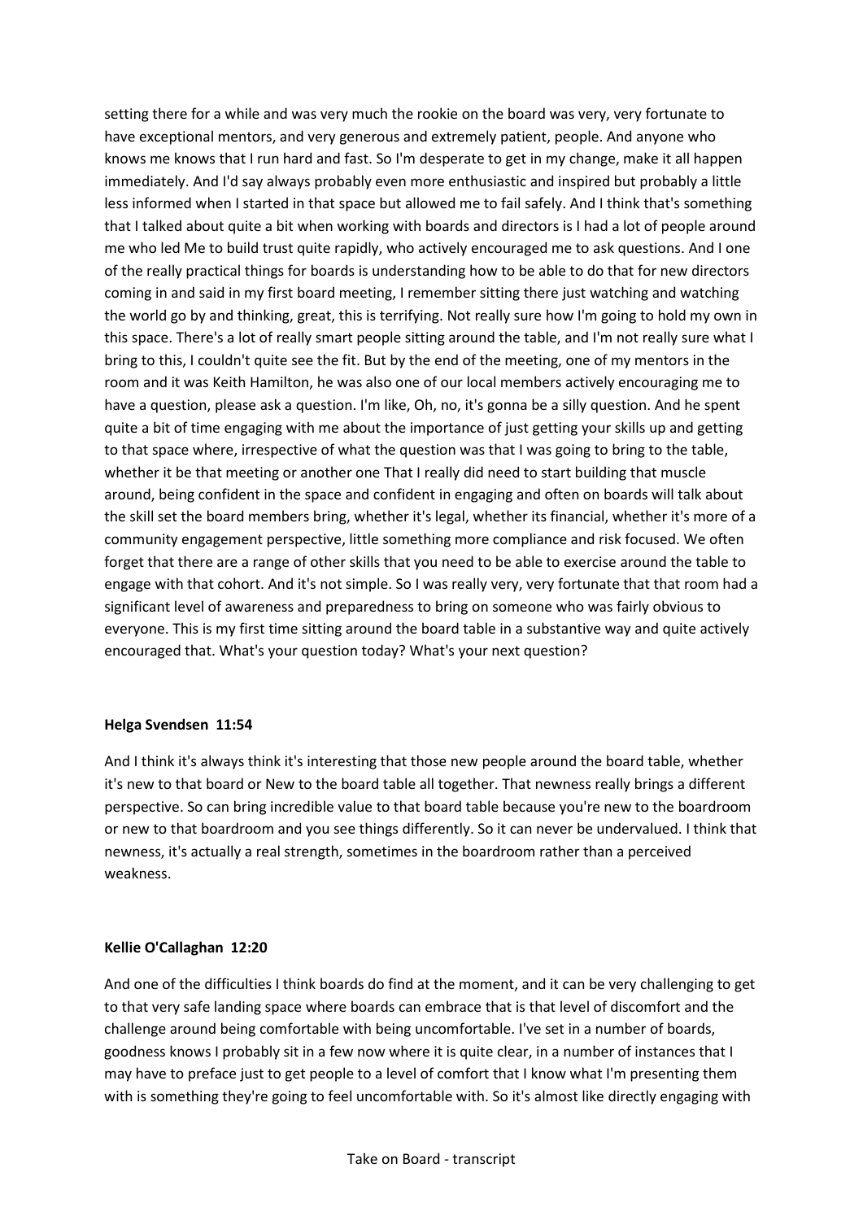setting there for a while and was very much the rookie on the board was very, very fortunate to have exceptional mentors, and very generous and extremely patient, people. And anyone who knows me knows that I run hard and fast. So I'm desperate to get in my change, make it all happen immediately. And I'd say always probably even more enthusiastic and inspired but probably a little less informed when I started in that space but allowed me to fail safely. And I think that's something that I talked about quite a bit when working with boards and directors is I had a lot of people around me who led Me to build trust quite rapidly, who actively encouraged me to ask questions. And I one of the really practical things for boards is understanding how to be able to do that for new directors coming in and said in my first board meeting, I remember sitting there just watching and watching the world go by and thinking, great, this is terrifying. Not really sure how I'm going to hold my own in this space. There's a lot of really smart people sitting around the table, and I'm not really sure what I bring to this, I couldn't quite see the fit. But by the end of the meeting, one of my mentors in the room and it was Keith Hamilton, he was also one of our local members actively encouraging me to have a question, please ask a question. I'm like, Oh, no, it's gonna be a silly question. And he spent quite a bit of time engaging with me about the importance of just getting your skills up and getting to that space where, irrespective of what the question was that I was going to bring to the table, whether it be that meeting or another one That I really did need to start building that muscle around, being confident in the space and confident in engaging and often on boards will talk about the skill set the board members bring, whether it's legal, whether its financial, whether it's more of a community engagement perspective, little something more compliance and risk focused. We often forget that there are a range of other skills that you need to be able to exercise around the table to engage with that cohort. And it's not simple. So I was really very, very fortunate that that room had a significant level of awareness and preparedness to bring on someone who was fairly obvious to everyone. This is my first time sitting around the board table in a substantive way and quite actively encouraged that. What's your question today? What's your next question?

**Helga Svendsen 11:54**

And I think it's always think it's interesting that those new people around the board table, whether it's new to that board or New to the board table all together. That newness really brings a different perspective. So can bring incredible value to that board table because you're new to the boardroom or new to that boardroom and you see things differently. So it can never be undervalued. I think that newness, it's actually a real strength, sometimes in the boardroom rather than a perceived weakness.

**Kellie O'Callaghan 12:20**

And one of the difficulties I think boards do find at the moment, and it can be very challenging to get to that very safe landing space where boards can embrace that is that level of discomfort and the challenge around being comfortable with being uncomfortable. I've set in a number of boards, goodness knows I probably sit in a few now where it is quite clear, in a number of instances that I may have to preface just to get people to a level of comfort that I know what I'm presenting them with is something they're going to feel uncomfortable with. So it's almost like directly engaging with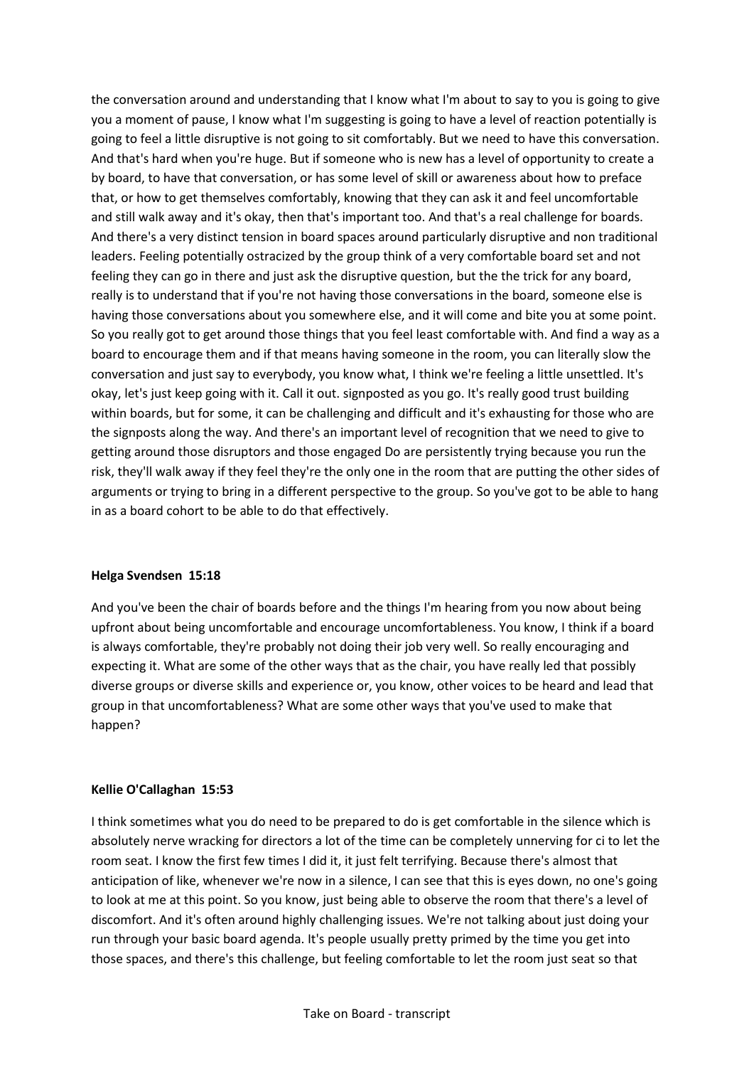the conversation around and understanding that I know what I'm about to say to you is going to give you a moment of pause, I know what I'm suggesting is going to have a level of reaction potentially is going to feel a little disruptive is not going to sit comfortably. But we need to have this conversation. And that's hard when you're huge. But if someone who is new has a level of opportunity to create a by board, to have that conversation, or has some level of skill or awareness about how to preface that, or how to get themselves comfortably, knowing that they can ask it and feel uncomfortable and still walk away and it's okay, then that's important too. And that's a real challenge for boards. And there's a very distinct tension in board spaces around particularly disruptive and non traditional leaders. Feeling potentially ostracized by the group think of a very comfortable board set and not feeling they can go in there and just ask the disruptive question, but the the trick for any board, really is to understand that if you're not having those conversations in the board, someone else is having those conversations about you somewhere else, and it will come and bite you at some point. So you really got to get around those things that you feel least comfortable with. And find a way as a board to encourage them and if that means having someone in the room, you can literally slow the conversation and just say to everybody, you know what, I think we're feeling a little unsettled. It's okay, let's just keep going with it. Call it out. signposted as you go. It's really good trust building within boards, but for some, it can be challenging and difficult and it's exhausting for those who are the signposts along the way. And there's an important level of recognition that we need to give to getting around those disruptors and those engaged Do are persistently trying because you run the risk, they'll walk away if they feel they're the only one in the room that are putting the other sides of arguments or trying to bring in a different perspective to the group. So you've got to be able to hang in as a board cohort to be able to do that effectively.

**Helga Svendsen 15:18**

And you've been the chair of boards before and the things I'm hearing from you now about being upfront about being uncomfortable and encourage uncomfortableness. You know, I think if a board is always comfortable, they're probably not doing their job very well. So really encouraging and expecting it. What are some of the other ways that as the chair, you have really led that possibly diverse groups or diverse skills and experience or, you know, other voices to be heard and lead that group in that uncomfortableness? What are some other ways that you've used to make that happen?

**Kellie O'Callaghan 15:53**

I think sometimes what you do need to be prepared to do is get comfortable in the silence which is absolutely nerve wracking for directors a lot of the time can be completely unnerving for ci to let the room seat. I know the first few times I did it, it just felt terrifying. Because there's almost that anticipation of like, whenever we're now in a silence, I can see that this is eyes down, no one's going to look at me at this point. So you know, just being able to observe the room that there's a level of discomfort. And it's often around highly challenging issues. We're not talking about just doing your run through your basic board agenda. It's people usually pretty primed by the time you get into those spaces, and there's this challenge, but feeling comfortable to let the room just seat so that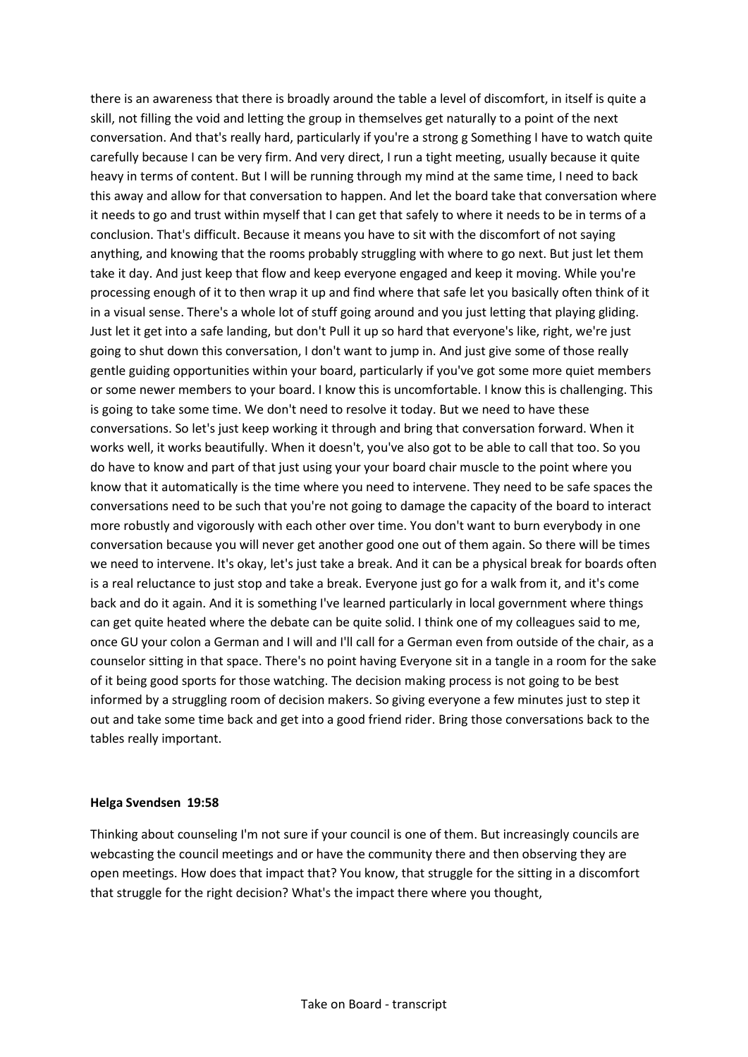there is an awareness that there is broadly around the table a level of discomfort, in itself is quite a skill, not filling the void and letting the group in themselves get naturally to a point of the next conversation. And that's really hard, particularly if you're a strong g Something I have to watch quite carefully because I can be very firm. And very direct, I run a tight meeting, usually because it quite heavy in terms of content. But I will be running through my mind at the same time, I need to back this away and allow for that conversation to happen. And let the board take that conversation where it needs to go and trust within myself that I can get that safely to where it needs to be in terms of a conclusion. That's difficult. Because it means you have to sit with the discomfort of not saying anything, and knowing that the rooms probably struggling with where to go next. But just let them take it day. And just keep that flow and keep everyone engaged and keep it moving. While you're processing enough of it to then wrap it up and find where that safe let you basically often think of it in a visual sense. There's a whole lot of stuff going around and you just letting that playing gliding. Just let it get into a safe landing, but don't Pull it up so hard that everyone's like, right, we're just going to shut down this conversation, I don't want to jump in. And just give some of those really gentle guiding opportunities within your board, particularly if you've got some more quiet members or some newer members to your board. I know this is uncomfortable. I know this is challenging. This is going to take some time. We don't need to resolve it today. But we need to have these conversations. So let's just keep working it through and bring that conversation forward. When it works well, it works beautifully. When it doesn't, you've also got to be able to call that too. So you do have to know and part of that just using your your board chair muscle to the point where you know that it automatically is the time where you need to intervene. They need to be safe spaces the conversations need to be such that you're not going to damage the capacity of the board to interact more robustly and vigorously with each other over time. You don't want to burn everybody in one conversation because you will never get another good one out of them again. So there will be times we need to intervene. It's okay, let's just take a break. And it can be a physical break for boards often is a real reluctance to just stop and take a break. Everyone just go for a walk from it, and it's come back and do it again. And it is something I've learned particularly in local government where things can get quite heated where the debate can be quite solid. I think one of my colleagues said to me, once GU your colon a German and I will and I'll call for a German even from outside of the chair, as a counselor sitting in that space. There's no point having Everyone sit in a tangle in a room for the sake of it being good sports for those watching. The decision making process is not going to be best informed by a struggling room of decision makers. So giving everyone a few minutes just to step it out and take some time back and get into a good friend rider. Bring those conversations back to the tables really important.

**Helga Svendsen 19:58**

Thinking about counseling I'm not sure if your council is one of them. But increasingly councils are webcasting the council meetings and or have the community there and then observing they are open meetings. How does that impact that? You know, that struggle for the sitting in a discomfort that struggle for the right decision? What's the impact there where you thought,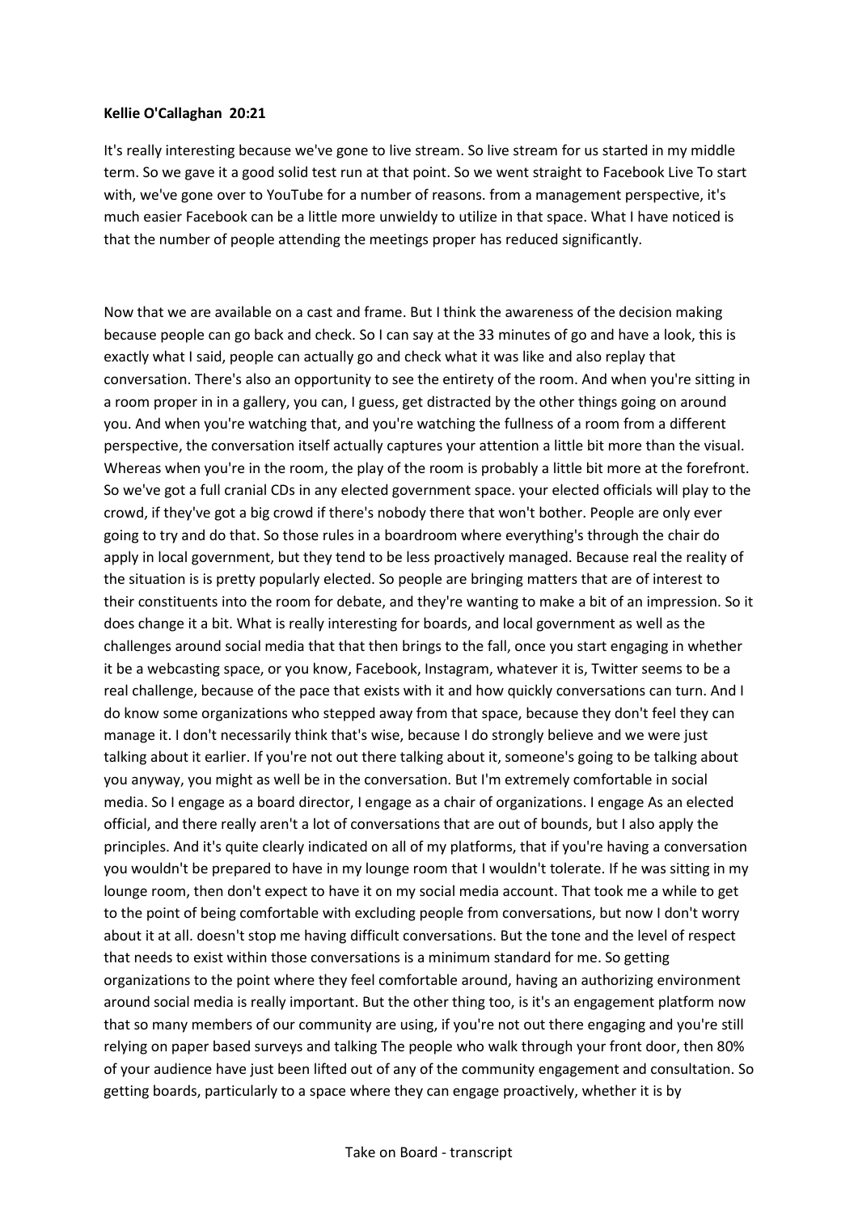**Kellie O'Callaghan 20:21**

It's really interesting because we've gone to live stream. So live stream for us started in my middle term. So we gave it a good solid test run at that point. So we went straight to Facebook Live To start with, we've gone over to YouTube for a number of reasons. from a management perspective, it's much easier Facebook can be a little more unwieldy to utilize in that space. What I have noticed is that the number of people attending the meetings proper has reduced significantly.

Now that we are available on a cast and frame. But I think the awareness of the decision making because people can go back and check. So I can say at the 33 minutes of go and have a look, this is exactly what I said, people can actually go and check what it was like and also replay that conversation. There's also an opportunity to see the entirety of the room. And when you're sitting in a room proper in in a gallery, you can, I guess, get distracted by the other things going on around you. And when you're watching that, and you're watching the fullness of a room from a different perspective, the conversation itself actually captures your attention a little bit more than the visual. Whereas when you're in the room, the play of the room is probably a little bit more at the forefront. So we've got a full cranial CDs in any elected government space. your elected officials will play to the crowd, if they've got a big crowd if there's nobody there that won't bother. People are only ever going to try and do that. So those rules in a boardroom where everything's through the chair do apply in local government, but they tend to be less proactively managed. Because real the reality of the situation is is pretty popularly elected. So people are bringing matters that are of interest to their constituents into the room for debate, and they're wanting to make a bit of an impression. So it does change it a bit. What is really interesting for boards, and local government as well as the challenges around social media that that then brings to the fall, once you start engaging in whether it be a webcasting space, or you know, Facebook, Instagram, whatever it is, Twitter seems to be a real challenge, because of the pace that exists with it and how quickly conversations can turn. And I do know some organizations who stepped away from that space, because they don't feel they can manage it. I don't necessarily think that's wise, because I do strongly believe and we were just talking about it earlier. If you're not out there talking about it, someone's going to be talking about you anyway, you might as well be in the conversation. But I'm extremely comfortable in social media. So I engage as a board director, I engage as a chair of organizations. I engage As an elected official, and there really aren't a lot of conversations that are out of bounds, but I also apply the principles. And it's quite clearly indicated on all of my platforms, that if you're having a conversation you wouldn't be prepared to have in my lounge room that I wouldn't tolerate. If he was sitting in my lounge room, then don't expect to have it on my social media account. That took me a while to get to the point of being comfortable with excluding people from conversations, but now I don't worry about it at all. doesn't stop me having difficult conversations. But the tone and the level of respect that needs to exist within those conversations is a minimum standard for me. So getting organizations to the point where they feel comfortable around, having an authorizing environment around social media is really important. But the other thing too, is it's an engagement platform now that so many members of our community are using, if you're not out there engaging and you're still relying on paper based surveys and talking The people who walk through your front door, then 80% of your audience have just been lifted out of any of the community engagement and consultation. So getting boards, particularly to a space where they can engage proactively, whether it is by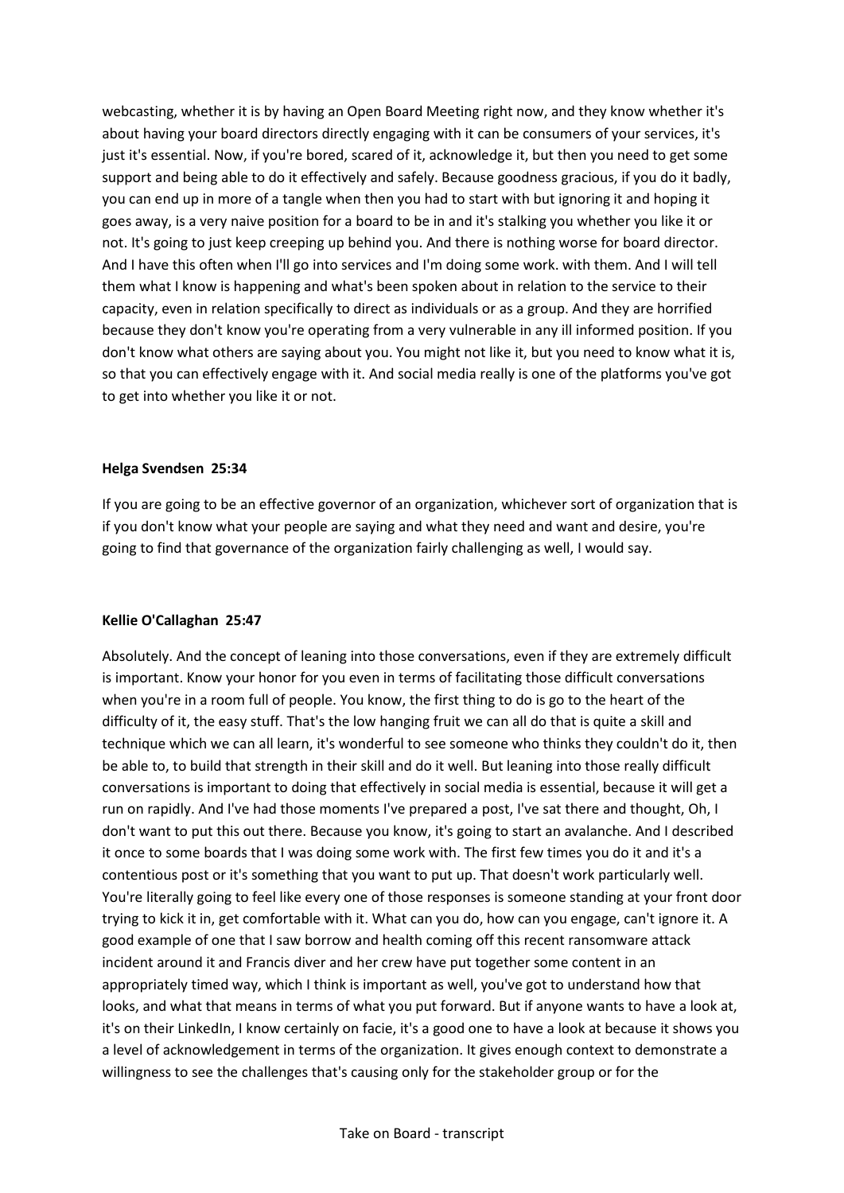webcasting, whether it is by having an Open Board Meeting right now, and they know whether it's about having your board directors directly engaging with it can be consumers of your services, it's just it's essential. Now, if you're bored, scared of it, acknowledge it, but then you need to get some support and being able to do it effectively and safely. Because goodness gracious, if you do it badly, you can end up in more of a tangle when then you had to start with but ignoring it and hoping it goes away, is a very naive position for a board to be in and it's stalking you whether you like it or not. It's going to just keep creeping up behind you. And there is nothing worse for board director. And I have this often when I'll go into services and I'm doing some work. with them. And I will tell them what I know is happening and what's been spoken about in relation to the service to their capacity, even in relation specifically to direct as individuals or as a group. And they are horrified because they don't know you're operating from a very vulnerable in any ill informed position. If you don't know what others are saying about you. You might not like it, but you need to know what it is, so that you can effectively engage with it. And social media really is one of the platforms you've got to get into whether you like it or not.

**Helga Svendsen 25:34**

If you are going to be an effective governor of an organization, whichever sort of organization that is if you don't know what your people are saying and what they need and want and desire, you're going to find that governance of the organization fairly challenging as well, I would say.

**Kellie O'Callaghan 25:47**

Absolutely. And the concept of leaning into those conversations, even if they are extremely difficult is important. Know your honor for you even in terms of facilitating those difficult conversations when you're in a room full of people. You know, the first thing to do is go to the heart of the difficulty of it, the easy stuff. That's the low hanging fruit we can all do that is quite a skill and technique which we can all learn, it's wonderful to see someone who thinks they couldn't do it, then be able to, to build that strength in their skill and do it well. But leaning into those really difficult conversations is important to doing that effectively in social media is essential, because it will get a run on rapidly. And I've had those moments I've prepared a post, I've sat there and thought, Oh, I don't want to put this out there. Because you know, it's going to start an avalanche. And I described it once to some boards that I was doing some work with. The first few times you do it and it's a contentious post or it's something that you want to put up. That doesn't work particularly well. You're literally going to feel like every one of those responses is someone standing at your front door trying to kick it in, get comfortable with it. What can you do, how can you engage, can't ignore it. A good example of one that I saw borrow and health coming off this recent ransomware attack incident around it and Francis diver and her crew have put together some content in an appropriately timed way, which I think is important as well, you've got to understand how that looks, and what that means in terms of what you put forward. But if anyone wants to have a look at, it's on their LinkedIn, I know certainly on facie, it's a good one to have a look at because it shows you a level of acknowledgement in terms of the organization. It gives enough context to demonstrate a willingness to see the challenges that's causing only for the stakeholder group or for the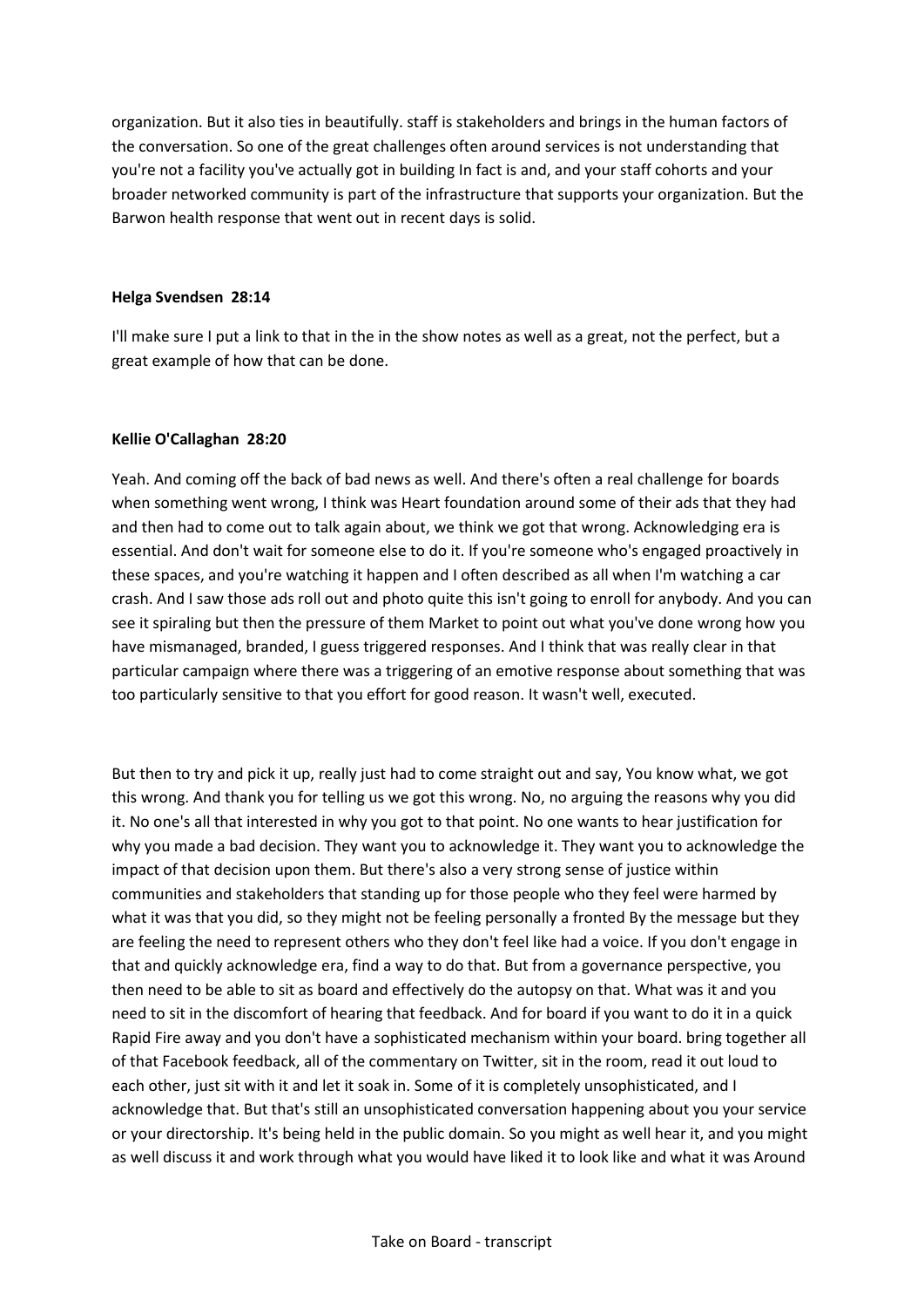organization. But it also ties in beautifully. staff is stakeholders and brings in the human factors of the conversation. So one of the great challenges often around services is not understanding that you're not a facility you've actually got in building In fact is and, and your staff cohorts and your broader networked community is part of the infrastructure that supports your organization. But the Barwon health response that went out in recent days is solid.

**Helga Svendsen 28:14**

I'll make sure I put a link to that in the in the show notes as well as a great, not the perfect, but a great example of how that can be done.

**Kellie O'Callaghan 28:20**

Yeah. And coming off the back of bad news as well. And there's often a real challenge for boards when something went wrong, I think was Heart foundation around some of their ads that they had and then had to come out to talk again about, we think we got that wrong. Acknowledging era is essential. And don't wait for someone else to do it. If you're someone who's engaged proactively in these spaces, and you're watching it happen and I often described as all when I'm watching a car crash. And I saw those ads roll out and photo quite this isn't going to enroll for anybody. And you can see it spiraling but then the pressure of them Market to point out what you've done wrong how you have mismanaged, branded, I guess triggered responses. And I think that was really clear in that particular campaign where there was a triggering of an emotive response about something that was too particularly sensitive to that you effort for good reason. It wasn't well, executed.

But then to try and pick it up, really just had to come straight out and say, You know what, we got this wrong. And thank you for telling us we got this wrong. No, no arguing the reasons why you did it. No one's all that interested in why you got to that point. No one wants to hear justification for why you made a bad decision. They want you to acknowledge it. They want you to acknowledge the impact of that decision upon them. But there's also a very strong sense of justice within communities and stakeholders that standing up for those people who they feel were harmed by what it was that you did, so they might not be feeling personally a fronted By the message but they are feeling the need to represent others who they don't feel like had a voice. If you don't engage in that and quickly acknowledge era, find a way to do that. But from a governance perspective, you then need to be able to sit as board and effectively do the autopsy on that. What was it and you need to sit in the discomfort of hearing that feedback. And for board if you want to do it in a quick Rapid Fire away and you don't have a sophisticated mechanism within your board. bring together all of that Facebook feedback, all of the commentary on Twitter, sit in the room, read it out loud to each other, just sit with it and let it soak in. Some of it is completely unsophisticated, and I acknowledge that. But that's still an unsophisticated conversation happening about you your service or your directorship. It's being held in the public domain. So you might as well hear it, and you might as well discuss it and work through what you would have liked it to look like and what it was Around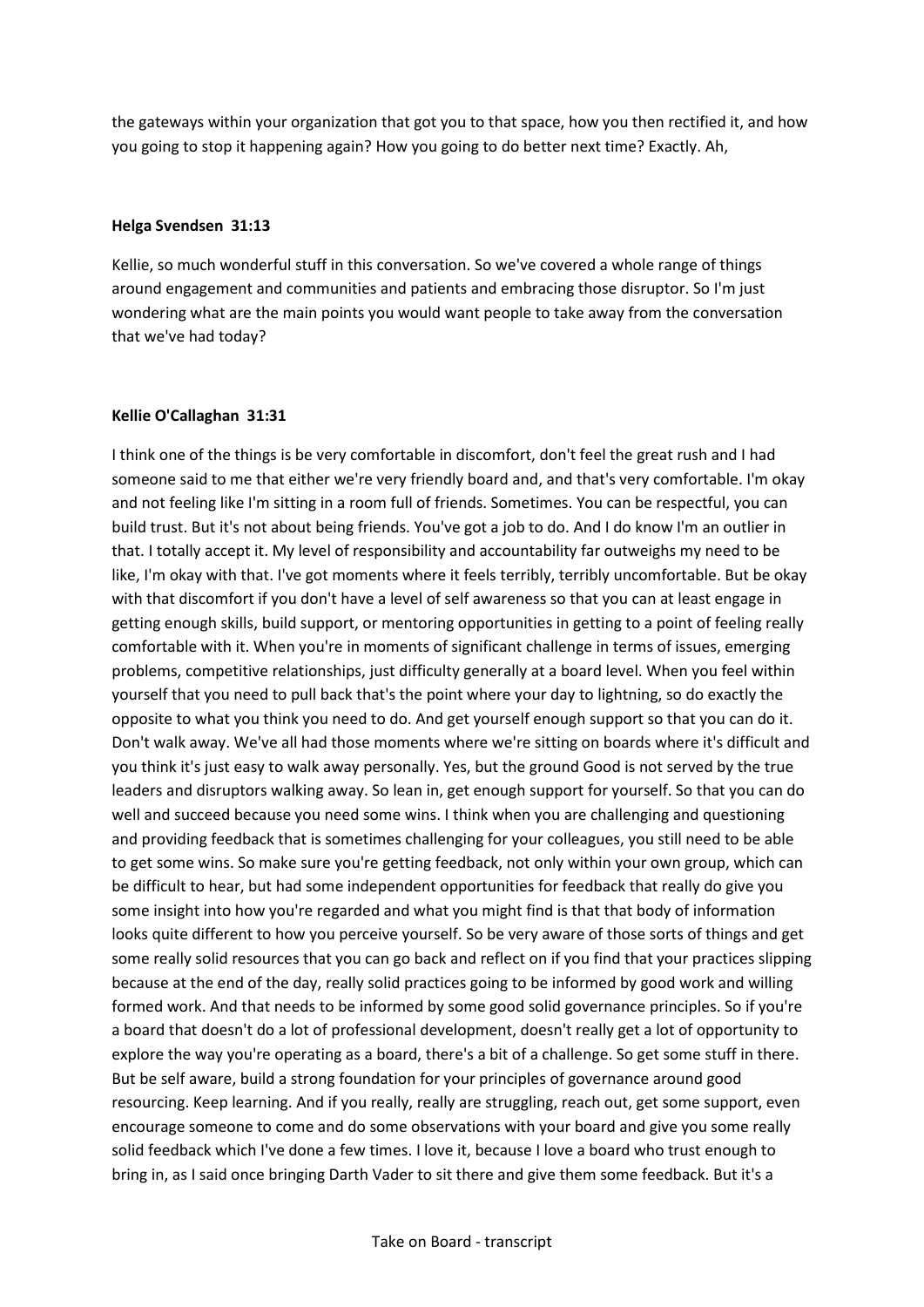the gateways within your organization that got you to that space, how you then rectified it, and how you going to stop it happening again? How you going to do better next time? Exactly. Ah,

**Helga Svendsen 31:13**

Kellie, so much wonderful stuff in this conversation. So we've covered a whole range of things around engagement and communities and patients and embracing those disruptor. So I'm just wondering what are the main points you would want people to take away from the conversation that we've had today?

**Kellie O'Callaghan 31:31**

I think one of the things is be very comfortable in discomfort, don't feel the great rush and I had someone said to me that either we're very friendly board and, and that's very comfortable. I'm okay and not feeling like I'm sitting in a room full of friends. Sometimes. You can be respectful, you can build trust. But it's not about being friends. You've got a job to do. And I do know I'm an outlier in that. I totally accept it. My level of responsibility and accountability far outweighs my need to be like, I'm okay with that. I've got moments where it feels terribly, terribly uncomfortable. But be okay with that discomfort if you don't have a level of self awareness so that you can at least engage in getting enough skills, build support, or mentoring opportunities in getting to a point of feeling really comfortable with it. When you're in moments of significant challenge in terms of issues, emerging problems, competitive relationships, just difficulty generally at a board level. When you feel within yourself that you need to pull back that's the point where your day to lightning, so do exactly the opposite to what you think you need to do. And get yourself enough support so that you can do it. Don't walk away. We've all had those moments where we're sitting on boards where it's difficult and you think it's just easy to walk away personally. Yes, but the ground Good is not served by the true leaders and disruptors walking away. So lean in, get enough support for yourself. So that you can do well and succeed because you need some wins. I think when you are challenging and questioning and providing feedback that is sometimes challenging for your colleagues, you still need to be able to get some wins. So make sure you're getting feedback, not only within your own group, which can be difficult to hear, but had some independent opportunities for feedback that really do give you some insight into how you're regarded and what you might find is that that body of information looks quite different to how you perceive yourself. So be very aware of those sorts of things and get some really solid resources that you can go back and reflect on if you find that your practices slipping because at the end of the day, really solid practices going to be informed by good work and willing formed work. And that needs to be informed by some good solid governance principles. So if you're a board that doesn't do a lot of professional development, doesn't really get a lot of opportunity to explore the way you're operating as a board, there's a bit of a challenge. So get some stuff in there. But be self aware, build a strong foundation for your principles of governance around good resourcing. Keep learning. And if you really, really are struggling, reach out, get some support, even encourage someone to come and do some observations with your board and give you some really solid feedback which I've done a few times. I love it, because I love a board who trust enough to bring in, as I said once bringing Darth Vader to sit there and give them some feedback. But it's a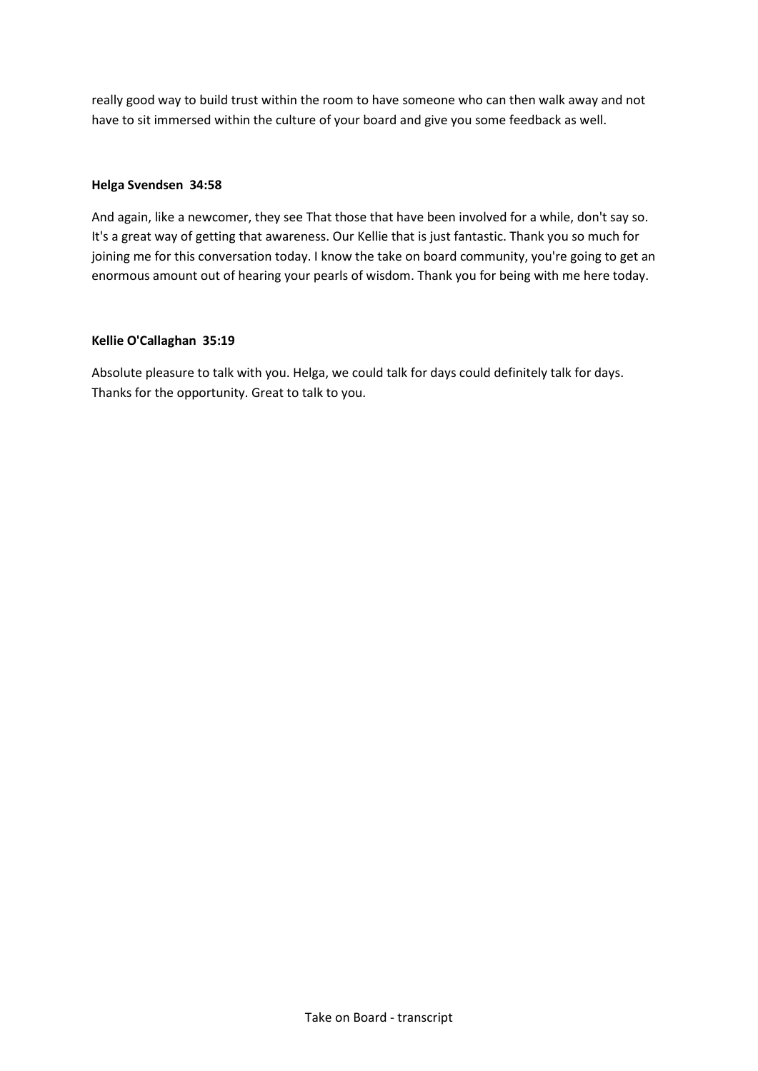really good way to build trust within the room to have someone who can then walk away and not have to sit immersed within the culture of your board and give you some feedback as well.

**Helga Svendsen 34:58**

And again, like a newcomer, they see That those that have been involved for a while, don't say so. It's a great way of getting that awareness. Our Kellie that is just fantastic. Thank you so much for joining me for this conversation today. I know the take on board community, you're going to get an enormous amount out of hearing your pearls of wisdom. Thank you for being with me here today.

**Kellie O'Callaghan 35:19**

Absolute pleasure to talk with you. Helga, we could talk for days could definitely talk for days. Thanks for the opportunity. Great to talk to you.